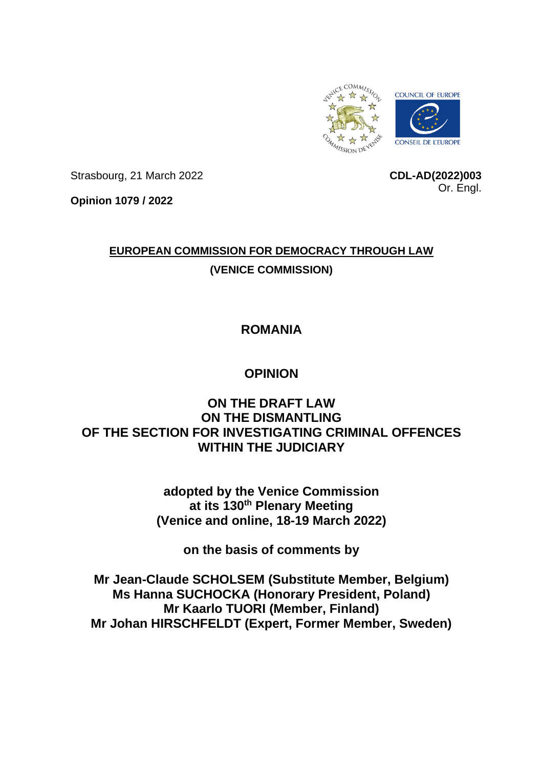Strasbourg, 21 March 2022

**CDL-AD(2022)003**
Or. Engl.

**Opinion 1079 / 2022**

**EUROPEAN COMMISSION FOR DEMOCRACY THROUGH LAW**

**(VENICE COMMISSION)**

# ROMANIA

# OPINION

# ON THE DRAFT LAW ON THE DISMANTLING OF THE SECTION FOR INVESTIGATING CRIMINAL OFFENCES WITHIN THE JUDICIARY

**adopted by the Venice Commission at its 130th Plenary Meeting (Venice and online, 18-19 March 2022)**

**on the basis of comments by**

**Mr Jean-Claude SCHOLSEM (Substitute Member, Belgium)**
**Ms Hanna SUCHOCKA (Honorary President, Poland)**
**Mr Kaarlo TUORI (Member, Finland)**
**Mr Johan HIRSCHFELDT (Expert, Former Member, Sweden)**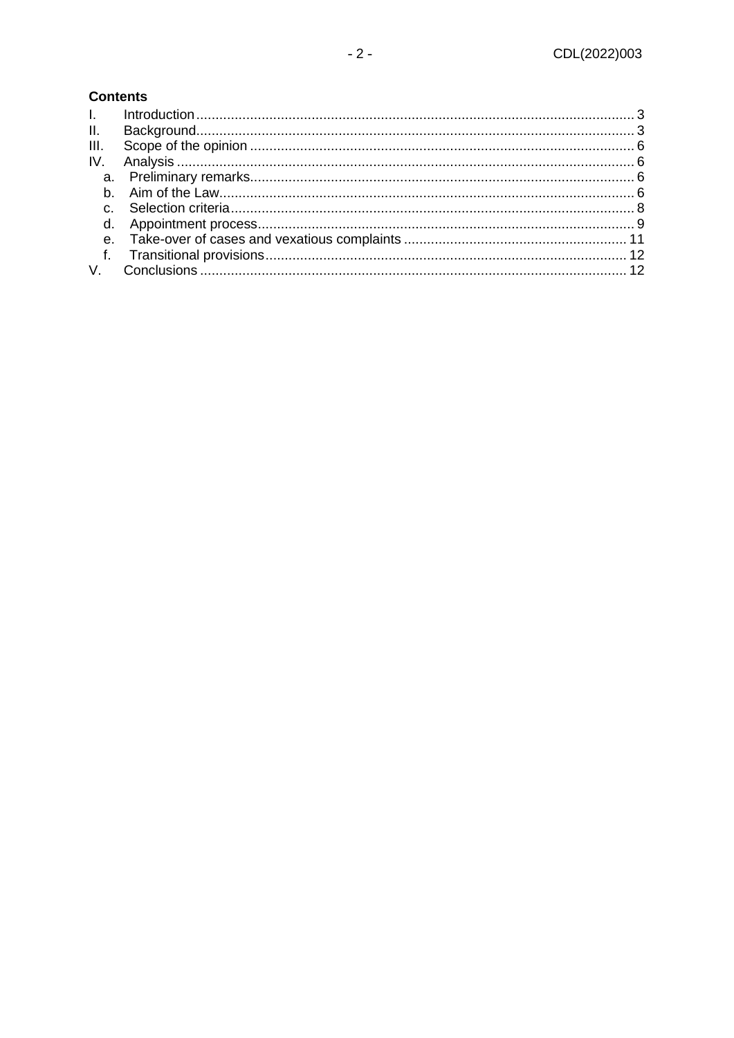**Contents**

I. Introduction ... 3
II. Background ... 3
III. Scope of the opinion ... 6
IV. Analysis ... 6
  a. Preliminary remarks ... 6
  b. Aim of the Law ... 6
  c. Selection criteria ... 8
  d. Appointment process ... 9
  e. Take-over of cases and vexatious complaints ... 11
  f. Transitional provisions ... 12
V. Conclusions ... 12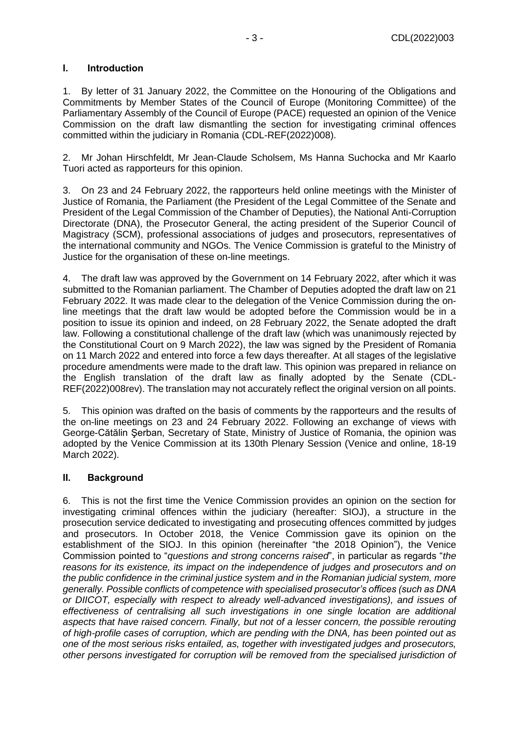## I. Introduction

1. By letter of 31 January 2022, the Committee on the Honouring of the Obligations and Commitments by Member States of the Council of Europe (Monitoring Committee) of the Parliamentary Assembly of the Council of Europe (PACE) requested an opinion of the Venice Commission on the draft law dismantling the section for investigating criminal offences committed within the judiciary in Romania (CDL-REF(2022)008).

2. Mr Johan Hirschfeldt, Mr Jean-Claude Scholsem, Ms Hanna Suchocka and Mr Kaarlo Tuori acted as rapporteurs for this opinion.

3. On 23 and 24 February 2022, the rapporteurs held online meetings with the Minister of Justice of Romania, the Parliament (the President of the Legal Committee of the Senate and President of the Legal Commission of the Chamber of Deputies), the National Anti-Corruption Directorate (DNA), the Prosecutor General, the acting president of the Superior Council of Magistracy (SCM), professional associations of judges and prosecutors, representatives of the international community and NGOs. The Venice Commission is grateful to the Ministry of Justice for the organisation of these on-line meetings.

4. The draft law was approved by the Government on 14 February 2022, after which it was submitted to the Romanian parliament. The Chamber of Deputies adopted the draft law on 21 February 2022. It was made clear to the delegation of the Venice Commission during the on-line meetings that the draft law would be adopted before the Commission would be in a position to issue its opinion and indeed, on 28 February 2022, the Senate adopted the draft law. Following a constitutional challenge of the draft law (which was unanimously rejected by the Constitutional Court on 9 March 2022), the law was signed by the President of Romania on 11 March 2022 and entered into force a few days thereafter. At all stages of the legislative procedure amendments were made to the draft law. This opinion was prepared in reliance on the English translation of the draft law as finally adopted by the Senate (CDL-REF(2022)008rev). The translation may not accurately reflect the original version on all points.

5. This opinion was drafted on the basis of comments by the rapporteurs and the results of the on-line meetings on 23 and 24 February 2022. Following an exchange of views with George-Cătălin Şerban, Secretary of State, Ministry of Justice of Romania, the opinion was adopted by the Venice Commission at its 130th Plenary Session (Venice and online, 18-19 March 2022).

## II. Background

6. This is not the first time the Venice Commission provides an opinion on the section for investigating criminal offences within the judiciary (hereafter: SIOJ), a structure in the prosecution service dedicated to investigating and prosecuting offences committed by judges and prosecutors. In October 2018, the Venice Commission gave its opinion on the establishment of the SIOJ. In this opinion (hereinafter "the 2018 Opinion"), the Venice Commission pointed to "*questions and strong concerns raised*", in particular as regards "*the reasons for its existence, its impact on the independence of judges and prosecutors and on the public confidence in the criminal justice system and in the Romanian judicial system, more generally. Possible conflicts of competence with specialised prosecutor's offices (such as DNA or DIICOT, especially with respect to already well-advanced investigations), and issues of effectiveness of centralising all such investigations in one single location are additional aspects that have raised concern. Finally, but not of a lesser concern, the possible rerouting of high-profile cases of corruption, which are pending with the DNA, has been pointed out as one of the most serious risks entailed, as, together with investigated judges and prosecutors, other persons investigated for corruption will be removed from the specialised jurisdiction of*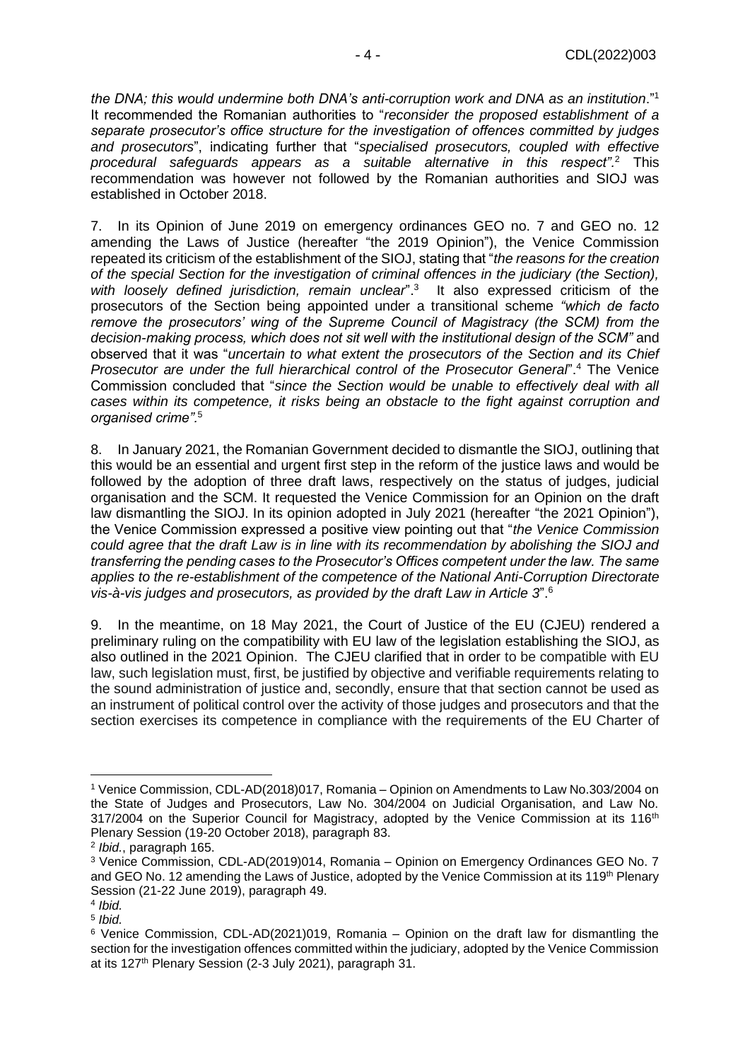*the DNA; this would undermine both DNA's anti-corruption work and DNA as an institution*."[1] It recommended the Romanian authorities to "*reconsider the proposed establishment of a separate prosecutor's office structure for the investigation of offences committed by judges and prosecutors*", indicating further that "*specialised prosecutors, coupled with effective procedural safeguards appears as a suitable alternative in this respect"*.[2] This recommendation was however not followed by the Romanian authorities and SIOJ was established in October 2018.

7. In its Opinion of June 2019 on emergency ordinances GEO no. 7 and GEO no. 12 amending the Laws of Justice (hereafter "the 2019 Opinion"), the Venice Commission repeated its criticism of the establishment of the SIOJ, stating that "*the reasons for the creation of the special Section for the investigation of criminal offences in the judiciary (the Section), with loosely defined jurisdiction, remain unclear*".[3] It also expressed criticism of the prosecutors of the Section being appointed under a transitional scheme *"which de facto remove the prosecutors' wing of the Supreme Council of Magistracy (the SCM) from the decision-making process, which does not sit well with the institutional design of the SCM"* and observed that it was "*uncertain to what extent the prosecutors of the Section and its Chief Prosecutor are under the full hierarchical control of the Prosecutor General*".[4] The Venice Commission concluded that "*since the Section would be unable to effectively deal with all cases within its competence, it risks being an obstacle to the fight against corruption and organised crime"*.[5]

8. In January 2021, the Romanian Government decided to dismantle the SIOJ, outlining that this would be an essential and urgent first step in the reform of the justice laws and would be followed by the adoption of three draft laws, respectively on the status of judges, judicial organisation and the SCM. It requested the Venice Commission for an Opinion on the draft law dismantling the SIOJ. In its opinion adopted in July 2021 (hereafter "the 2021 Opinion"), the Venice Commission expressed a positive view pointing out that "*the Venice Commission could agree that the draft Law is in line with its recommendation by abolishing the SIOJ and transferring the pending cases to the Prosecutor's Offices competent under the law. The same applies to the re-establishment of the competence of the National Anti-Corruption Directorate vis-à-vis judges and prosecutors, as provided by the draft Law in Article 3*".[6]

9. In the meantime, on 18 May 2021, the Court of Justice of the EU (CJEU) rendered a preliminary ruling on the compatibility with EU law of the legislation establishing the SIOJ, as also outlined in the 2021 Opinion. The CJEU clarified that in order to be compatible with EU law, such legislation must, first, be justified by objective and verifiable requirements relating to the sound administration of justice and, secondly, ensure that that section cannot be used as an instrument of political control over the activity of those judges and prosecutors and that the section exercises its competence in compliance with the requirements of the EU Charter of

---

[1] Venice Commission, CDL-AD(2018)017, Romania – Opinion on Amendments to Law No.303/2004 on the State of Judges and Prosecutors, Law No. 304/2004 on Judicial Organisation, and Law No. 317/2004 on the Superior Council for Magistracy, adopted by the Venice Commission at its 116th Plenary Session (19-20 October 2018), paragraph 83.

[2] *Ibid.*, paragraph 165.

[3] Venice Commission, CDL-AD(2019)014, Romania – Opinion on Emergency Ordinances GEO No. 7 and GEO No. 12 amending the Laws of Justice, adopted by the Venice Commission at its 119th Plenary Session (21-22 June 2019), paragraph 49.

[4] *Ibid.*

[5] *Ibid.*

[6] Venice Commission, CDL-AD(2021)019, Romania – Opinion on the draft law for dismantling the section for the investigation offences committed within the judiciary, adopted by the Venice Commission at its 127th Plenary Session (2-3 July 2021), paragraph 31.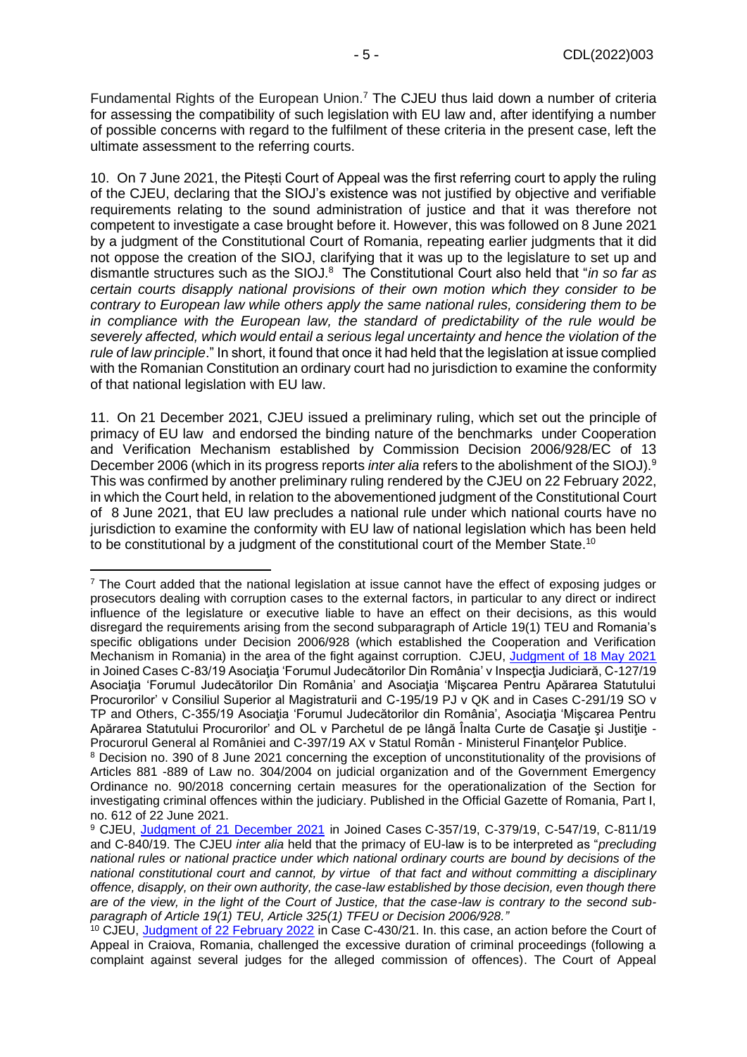Fundamental Rights of the European Union.[7] The CJEU thus laid down a number of criteria for assessing the compatibility of such legislation with EU law and, after identifying a number of possible concerns with regard to the fulfilment of these criteria in the present case, left the ultimate assessment to the referring courts.

10. On 7 June 2021, the Pitești Court of Appeal was the first referring court to apply the ruling of the CJEU, declaring that the SIOJ's existence was not justified by objective and verifiable requirements relating to the sound administration of justice and that it was therefore not competent to investigate a case brought before it. However, this was followed on 8 June 2021 by a judgment of the Constitutional Court of Romania, repeating earlier judgments that it did not oppose the creation of the SIOJ, clarifying that it was up to the legislature to set up and dismantle structures such as the SIOJ.[8] The Constitutional Court also held that "*in so far as certain courts disapply national provisions of their own motion which they consider to be contrary to European law while others apply the same national rules, considering them to be in compliance with the European law, the standard of predictability of the rule would be severely affected, which would entail a serious legal uncertainty and hence the violation of the rule of law principle*." In short, it found that once it had held that the legislation at issue complied with the Romanian Constitution an ordinary court had no jurisdiction to examine the conformity of that national legislation with EU law.

11. On 21 December 2021, CJEU issued a preliminary ruling, which set out the principle of primacy of EU law and endorsed the binding nature of the benchmarks under Cooperation and Verification Mechanism established by Commission Decision 2006/928/EC of 13 December 2006 (which in its progress reports *inter alia* refers to the abolishment of the SIOJ).[9] This was confirmed by another preliminary ruling rendered by the CJEU on 22 February 2022, in which the Court held, in relation to the abovementioned judgment of the Constitutional Court of 8 June 2021, that EU law precludes a national rule under which national courts have no jurisdiction to examine the conformity with EU law of national legislation which has been held to be constitutional by a judgment of the constitutional court of the Member State.[10]

---

[7] The Court added that the national legislation at issue cannot have the effect of exposing judges or prosecutors dealing with corruption cases to the external factors, in particular to any direct or indirect influence of the legislature or executive liable to have an effect on their decisions, as this would disregard the requirements arising from the second subparagraph of Article 19(1) TEU and Romania's specific obligations under Decision 2006/928 (which established the Cooperation and Verification Mechanism in Romania) in the area of the fight against corruption. CJEU, Judgment of 18 May 2021 in Joined Cases C-83/19 Asociaţia 'Forumul Judecătorilor Din România' v Inspecţia Judiciară, C-127/19 Asociaţia 'Forumul Judecătorilor Din România' and Asociaţia 'Mişcarea Pentru Apărarea Statutului Procurorilor' v Consiliul Superior al Magistraturii and C-195/19 PJ v QK and in Cases C-291/19 SO v TP and Others, C-355/19 Asociaţia 'Forumul Judecătorilor din România', Asociaţia 'Mişcarea Pentru Apărarea Statutului Procurorilor' and OL v Parchetul de pe lângă Înalta Curte de Casaţie şi Justiţie - Procurorul General al României and C-397/19 AX v Statul Român - Ministerul Finanţelor Publice.

[8] Decision no. 390 of 8 June 2021 concerning the exception of unconstitutionality of the provisions of Articles 881 -889 of Law no. 304/2004 on judicial organization and of the Government Emergency Ordinance no. 90/2018 concerning certain measures for the operationalization of the Section for investigating criminal offences within the judiciary. Published in the Official Gazette of Romania, Part I, no. 612 of 22 June 2021.

[9] CJEU, Judgment of 21 December 2021 in Joined Cases C-357/19, C-379/19, C-547/19, C-811/19 and C-840/19. The CJEU *inter alia* held that the primacy of EU-law is to be interpreted as "*precluding national rules or national practice under which national ordinary courts are bound by decisions of the national constitutional court and cannot, by virtue of that fact and without committing a disciplinary offence, disapply, on their own authority, the case-law established by those decision, even though there are of the view, in the light of the Court of Justice, that the case-law is contrary to the second sub-paragraph of Article 19(1) TEU, Article 325(1) TFEU or Decision 2006/928.*"

[10] CJEU, Judgment of 22 February 2022 in Case C-430/21. In. this case, an action before the Court of Appeal in Craiova, Romania, challenged the excessive duration of criminal proceedings (following a complaint against several judges for the alleged commission of offences). The Court of Appeal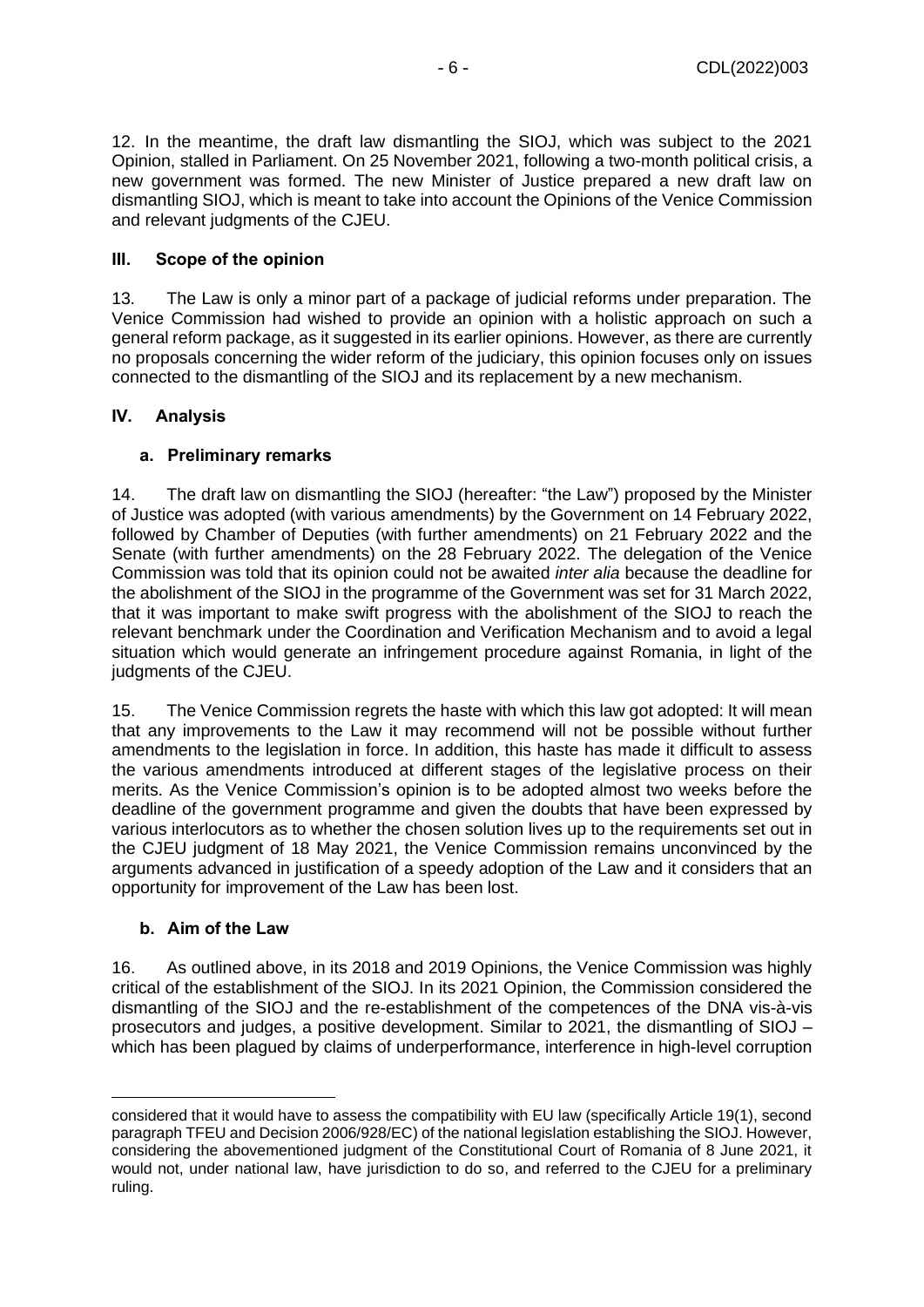12. In the meantime, the draft law dismantling the SIOJ, which was subject to the 2021 Opinion, stalled in Parliament. On 25 November 2021, following a two-month political crisis, a new government was formed. The new Minister of Justice prepared a new draft law on dismantling SIOJ, which is meant to take into account the Opinions of the Venice Commission and relevant judgments of the CJEU.

## III. Scope of the opinion

13. The Law is only a minor part of a package of judicial reforms under preparation. The Venice Commission had wished to provide an opinion with a holistic approach on such a general reform package, as it suggested in its earlier opinions. However, as there are currently no proposals concerning the wider reform of the judiciary, this opinion focuses only on issues connected to the dismantling of the SIOJ and its replacement by a new mechanism.

## IV. Analysis

### a. Preliminary remarks

14. The draft law on dismantling the SIOJ (hereafter: "the Law") proposed by the Minister of Justice was adopted (with various amendments) by the Government on 14 February 2022, followed by Chamber of Deputies (with further amendments) on 21 February 2022 and the Senate (with further amendments) on the 28 February 2022. The delegation of the Venice Commission was told that its opinion could not be awaited *inter alia* because the deadline for the abolishment of the SIOJ in the programme of the Government was set for 31 March 2022, that it was important to make swift progress with the abolishment of the SIOJ to reach the relevant benchmark under the Coordination and Verification Mechanism and to avoid a legal situation which would generate an infringement procedure against Romania, in light of the judgments of the CJEU.

15. The Venice Commission regrets the haste with which this law got adopted: It will mean that any improvements to the Law it may recommend will not be possible without further amendments to the legislation in force. In addition, this haste has made it difficult to assess the various amendments introduced at different stages of the legislative process on their merits. As the Venice Commission's opinion is to be adopted almost two weeks before the deadline of the government programme and given the doubts that have been expressed by various interlocutors as to whether the chosen solution lives up to the requirements set out in the CJEU judgment of 18 May 2021, the Venice Commission remains unconvinced by the arguments advanced in justification of a speedy adoption of the Law and it considers that an opportunity for improvement of the Law has been lost.

### b. Aim of the Law

16. As outlined above, in its 2018 and 2019 Opinions, the Venice Commission was highly critical of the establishment of the SIOJ. In its 2021 Opinion, the Commission considered the dismantling of the SIOJ and the re-establishment of the competences of the DNA vis-à-vis prosecutors and judges, a positive development. Similar to 2021, the dismantling of SIOJ – which has been plagued by claims of underperformance, interference in high-level corruption

---

considered that it would have to assess the compatibility with EU law (specifically Article 19(1), second paragraph TFEU and Decision 2006/928/EC) of the national legislation establishing the SIOJ. However, considering the abovementioned judgment of the Constitutional Court of Romania of 8 June 2021, it would not, under national law, have jurisdiction to do so, and referred to the CJEU for a preliminary ruling.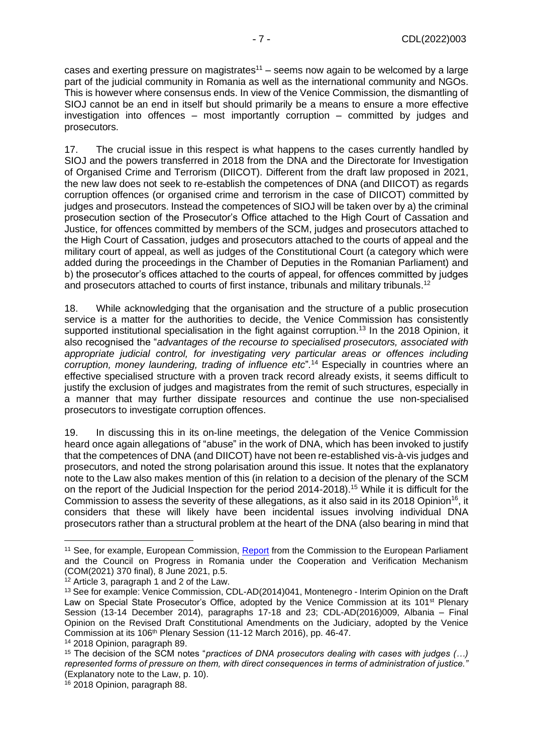cases and exerting pressure on magistrates[11] – seems now again to be welcomed by a large part of the judicial community in Romania as well as the international community and NGOs. This is however where consensus ends. In view of the Venice Commission, the dismantling of SIOJ cannot be an end in itself but should primarily be a means to ensure a more effective investigation into offences – most importantly corruption – committed by judges and prosecutors.

17. The crucial issue in this respect is what happens to the cases currently handled by SIOJ and the powers transferred in 2018 from the DNA and the Directorate for Investigation of Organised Crime and Terrorism (DIICOT). Different from the draft law proposed in 2021, the new law does not seek to re-establish the competences of DNA (and DIICOT) as regards corruption offences (or organised crime and terrorism in the case of DIICOT) committed by judges and prosecutors. Instead the competences of SIOJ will be taken over by a) the criminal prosecution section of the Prosecutor's Office attached to the High Court of Cassation and Justice, for offences committed by members of the SCM, judges and prosecutors attached to the High Court of Cassation, judges and prosecutors attached to the courts of appeal and the military court of appeal, as well as judges of the Constitutional Court (a category which were added during the proceedings in the Chamber of Deputies in the Romanian Parliament) and b) the prosecutor's offices attached to the courts of appeal, for offences committed by judges and prosecutors attached to courts of first instance, tribunals and military tribunals.[12]

18. While acknowledging that the organisation and the structure of a public prosecution service is a matter for the authorities to decide, the Venice Commission has consistently supported institutional specialisation in the fight against corruption.[13] In the 2018 Opinion, it also recognised the "*advantages of the recourse to specialised prosecutors, associated with appropriate judicial control, for investigating very particular areas or offences including corruption, money laundering, trading of influence etc*".[14] Especially in countries where an effective specialised structure with a proven track record already exists, it seems difficult to justify the exclusion of judges and magistrates from the remit of such structures, especially in a manner that may further dissipate resources and continue the use non-specialised prosecutors to investigate corruption offences.

19. In discussing this in its on-line meetings, the delegation of the Venice Commission heard once again allegations of "abuse" in the work of DNA, which has been invoked to justify that the competences of DNA (and DIICOT) have not been re-established vis-à-vis judges and prosecutors, and noted the strong polarisation around this issue. It notes that the explanatory note to the Law also makes mention of this (in relation to a decision of the plenary of the SCM on the report of the Judicial Inspection for the period 2014-2018).[15] While it is difficult for the Commission to assess the severity of these allegations, as it also said in its 2018 Opinion[16], it considers that these will likely have been incidental issues involving individual DNA prosecutors rather than a structural problem at the heart of the DNA (also bearing in mind that

---

[11] See, for example, European Commission, Report from the Commission to the European Parliament and the Council on Progress in Romania under the Cooperation and Verification Mechanism (COM(2021) 370 final), 8 June 2021, p.5.

[12] Article 3, paragraph 1 and 2 of the Law.

[13] See for example: Venice Commission, CDL-AD(2014)041, Montenegro - Interim Opinion on the Draft Law on Special State Prosecutor's Office, adopted by the Venice Commission at its 101st Plenary Session (13-14 December 2014), paragraphs 17-18 and 23; CDL-AD(2016)009, Albania – Final Opinion on the Revised Draft Constitutional Amendments on the Judiciary, adopted by the Venice Commission at its 106th Plenary Session (11-12 March 2016), pp. 46-47.

[14] 2018 Opinion, paragraph 89.

[15] The decision of the SCM notes "*practices of DNA prosecutors dealing with cases with judges (…) represented forms of pressure on them, with direct consequences in terms of administration of justice.*" (Explanatory note to the Law, p. 10).

[16] 2018 Opinion, paragraph 88.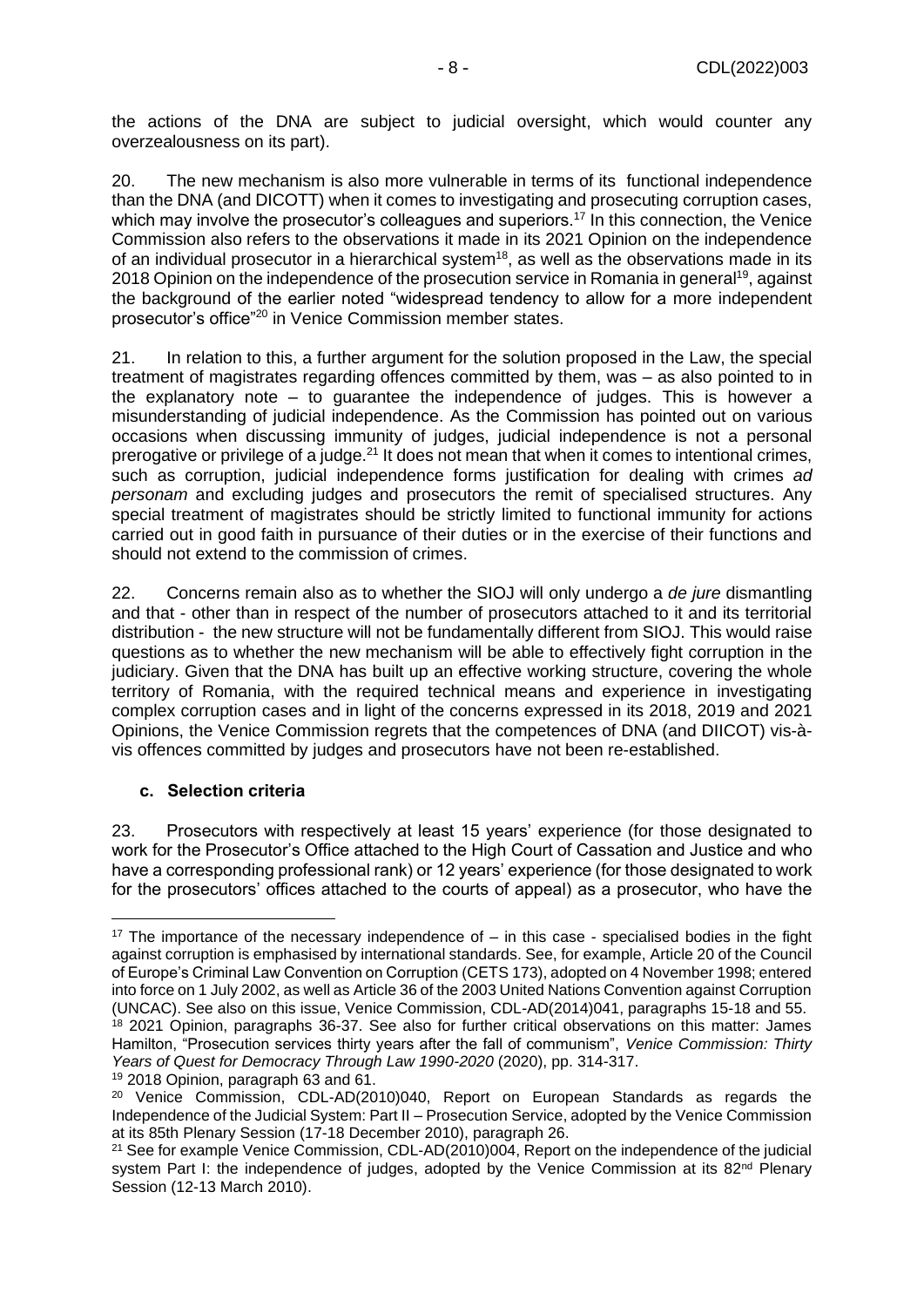the actions of the DNA are subject to judicial oversight, which would counter any overzealousness on its part).

20. The new mechanism is also more vulnerable in terms of its functional independence than the DNA (and DICOTT) when it comes to investigating and prosecuting corruption cases, which may involve the prosecutor's colleagues and superiors.[17] In this connection, the Venice Commission also refers to the observations it made in its 2021 Opinion on the independence of an individual prosecutor in a hierarchical system[18], as well as the observations made in its 2018 Opinion on the independence of the prosecution service in Romania in general[19], against the background of the earlier noted "widespread tendency to allow for a more independent prosecutor's office"[20] in Venice Commission member states.

21. In relation to this, a further argument for the solution proposed in the Law, the special treatment of magistrates regarding offences committed by them, was – as also pointed to in the explanatory note – to guarantee the independence of judges. This is however a misunderstanding of judicial independence. As the Commission has pointed out on various occasions when discussing immunity of judges, judicial independence is not a personal prerogative or privilege of a judge.[21] It does not mean that when it comes to intentional crimes, such as corruption, judicial independence forms justification for dealing with crimes *ad personam* and excluding judges and prosecutors the remit of specialised structures. Any special treatment of magistrates should be strictly limited to functional immunity for actions carried out in good faith in pursuance of their duties or in the exercise of their functions and should not extend to the commission of crimes.

22. Concerns remain also as to whether the SIOJ will only undergo a *de jure* dismantling and that - other than in respect of the number of prosecutors attached to it and its territorial distribution - the new structure will not be fundamentally different from SIOJ. This would raise questions as to whether the new mechanism will be able to effectively fight corruption in the judiciary. Given that the DNA has built up an effective working structure, covering the whole territory of Romania, with the required technical means and experience in investigating complex corruption cases and in light of the concerns expressed in its 2018, 2019 and 2021 Opinions, the Venice Commission regrets that the competences of DNA (and DIICOT) vis-à-vis offences committed by judges and prosecutors have not been re-established.

### c. Selection criteria

23. Prosecutors with respectively at least 15 years' experience (for those designated to work for the Prosecutor's Office attached to the High Court of Cassation and Justice and who have a corresponding professional rank) or 12 years' experience (for those designated to work for the prosecutors' offices attached to the courts of appeal) as a prosecutor, who have the

---

[17] The importance of the necessary independence of – in this case - specialised bodies in the fight against corruption is emphasised by international standards. See, for example, Article 20 of the Council of Europe's Criminal Law Convention on Corruption (CETS 173), adopted on 4 November 1998; entered into force on 1 July 2002, as well as Article 36 of the 2003 United Nations Convention against Corruption (UNCAC). See also on this issue, Venice Commission, CDL-AD(2014)041, paragraphs 15-18 and 55.

[18] 2021 Opinion, paragraphs 36-37. See also for further critical observations on this matter: James Hamilton, "Prosecution services thirty years after the fall of communism", *Venice Commission: Thirty Years of Quest for Democracy Through Law 1990-2020* (2020), pp. 314-317.

[19] 2018 Opinion, paragraph 63 and 61.

[20] Venice Commission, CDL-AD(2010)040, Report on European Standards as regards the Independence of the Judicial System: Part II – Prosecution Service, adopted by the Venice Commission at its 85th Plenary Session (17-18 December 2010), paragraph 26.

[21] See for example Venice Commission, CDL-AD(2010)004, Report on the independence of the judicial system Part I: the independence of judges, adopted by the Venice Commission at its 82nd Plenary Session (12-13 March 2010).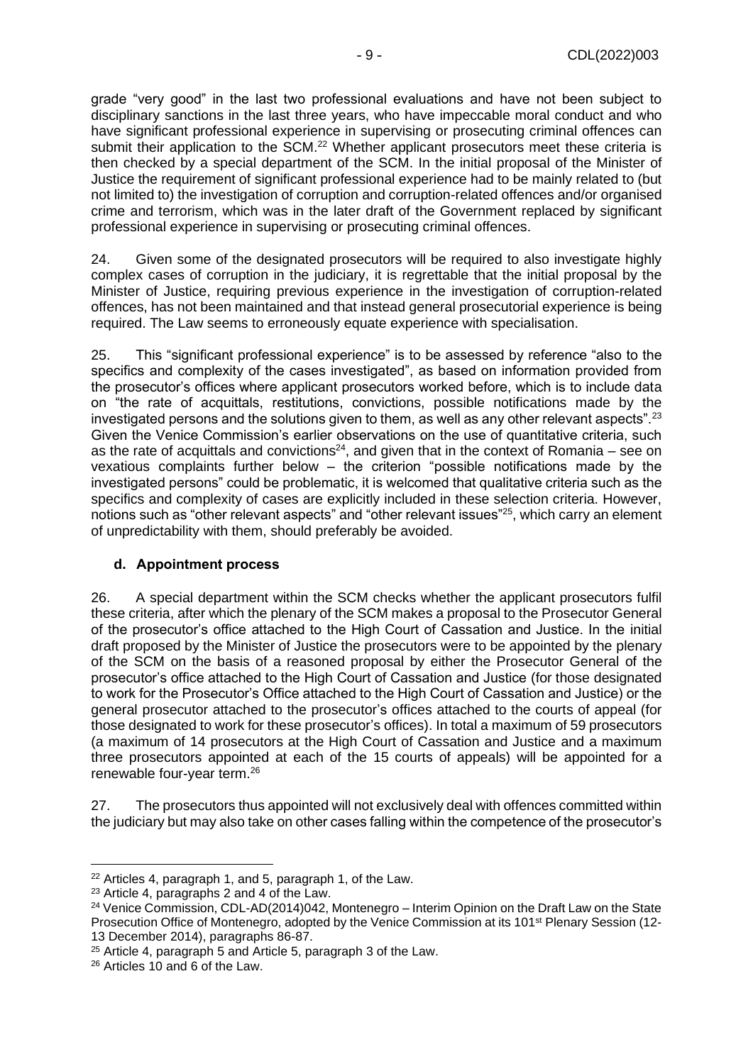grade "very good" in the last two professional evaluations and have not been subject to disciplinary sanctions in the last three years, who have impeccable moral conduct and who have significant professional experience in supervising or prosecuting criminal offences can submit their application to the SCM.[22] Whether applicant prosecutors meet these criteria is then checked by a special department of the SCM. In the initial proposal of the Minister of Justice the requirement of significant professional experience had to be mainly related to (but not limited to) the investigation of corruption and corruption-related offences and/or organised crime and terrorism, which was in the later draft of the Government replaced by significant professional experience in supervising or prosecuting criminal offences.

24. Given some of the designated prosecutors will be required to also investigate highly complex cases of corruption in the judiciary, it is regrettable that the initial proposal by the Minister of Justice, requiring previous experience in the investigation of corruption-related offences, has not been maintained and that instead general prosecutorial experience is being required. The Law seems to erroneously equate experience with specialisation.

25. This "significant professional experience" is to be assessed by reference "also to the specifics and complexity of the cases investigated", as based on information provided from the prosecutor's offices where applicant prosecutors worked before, which is to include data on "the rate of acquittals, restitutions, convictions, possible notifications made by the investigated persons and the solutions given to them, as well as any other relevant aspects".[23] Given the Venice Commission's earlier observations on the use of quantitative criteria, such as the rate of acquittals and convictions[24], and given that in the context of Romania – see on vexatious complaints further below – the criterion "possible notifications made by the investigated persons" could be problematic, it is welcomed that qualitative criteria such as the specifics and complexity of cases are explicitly included in these selection criteria. However, notions such as "other relevant aspects" and "other relevant issues"[25], which carry an element of unpredictability with them, should preferably be avoided.

### d. Appointment process

26. A special department within the SCM checks whether the applicant prosecutors fulfil these criteria, after which the plenary of the SCM makes a proposal to the Prosecutor General of the prosecutor's office attached to the High Court of Cassation and Justice. In the initial draft proposed by the Minister of Justice the prosecutors were to be appointed by the plenary of the SCM on the basis of a reasoned proposal by either the Prosecutor General of the prosecutor's office attached to the High Court of Cassation and Justice (for those designated to work for the Prosecutor's Office attached to the High Court of Cassation and Justice) or the general prosecutor attached to the prosecutor's offices attached to the courts of appeal (for those designated to work for these prosecutor's offices). In total a maximum of 59 prosecutors (a maximum of 14 prosecutors at the High Court of Cassation and Justice and a maximum three prosecutors appointed at each of the 15 courts of appeals) will be appointed for a renewable four-year term.[26]

27. The prosecutors thus appointed will not exclusively deal with offences committed within the judiciary but may also take on other cases falling within the competence of the prosecutor's

---

[22] Articles 4, paragraph 1, and 5, paragraph 1, of the Law.

[23] Article 4, paragraphs 2 and 4 of the Law.

[24] Venice Commission, CDL-AD(2014)042, Montenegro – Interim Opinion on the Draft Law on the State Prosecution Office of Montenegro, adopted by the Venice Commission at its 101st Plenary Session (12-13 December 2014), paragraphs 86-87.

[25] Article 4, paragraph 5 and Article 5, paragraph 3 of the Law.

[26] Articles 10 and 6 of the Law.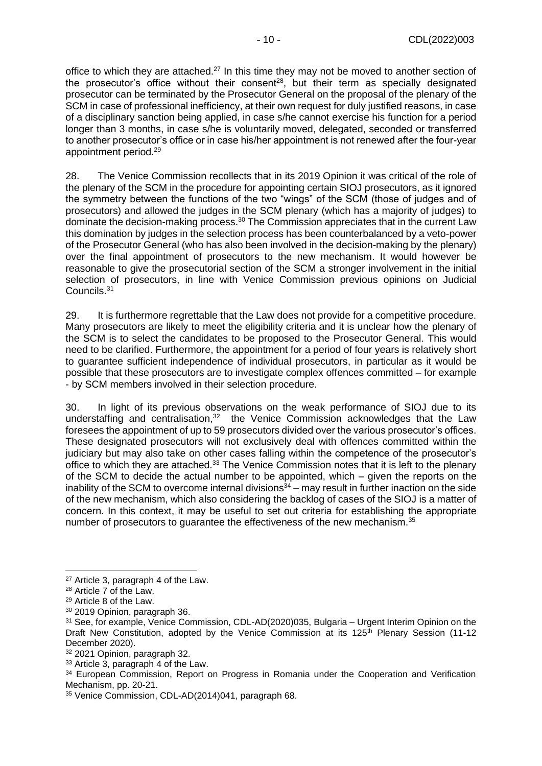office to which they are attached.[27] In this time they may not be moved to another section of the prosecutor's office without their consent[28], but their term as specially designated prosecutor can be terminated by the Prosecutor General on the proposal of the plenary of the SCM in case of professional inefficiency, at their own request for duly justified reasons, in case of a disciplinary sanction being applied, in case s/he cannot exercise his function for a period longer than 3 months, in case s/he is voluntarily moved, delegated, seconded or transferred to another prosecutor's office or in case his/her appointment is not renewed after the four-year appointment period.[29]

28. The Venice Commission recollects that in its 2019 Opinion it was critical of the role of the plenary of the SCM in the procedure for appointing certain SIOJ prosecutors, as it ignored the symmetry between the functions of the two "wings" of the SCM (those of judges and of prosecutors) and allowed the judges in the SCM plenary (which has a majority of judges) to dominate the decision-making process.[30] The Commission appreciates that in the current Law this domination by judges in the selection process has been counterbalanced by a veto-power of the Prosecutor General (who has also been involved in the decision-making by the plenary) over the final appointment of prosecutors to the new mechanism. It would however be reasonable to give the prosecutorial section of the SCM a stronger involvement in the initial selection of prosecutors, in line with Venice Commission previous opinions on Judicial Councils.[31]

29. It is furthermore regrettable that the Law does not provide for a competitive procedure. Many prosecutors are likely to meet the eligibility criteria and it is unclear how the plenary of the SCM is to select the candidates to be proposed to the Prosecutor General. This would need to be clarified. Furthermore, the appointment for a period of four years is relatively short to guarantee sufficient independence of individual prosecutors, in particular as it would be possible that these prosecutors are to investigate complex offences committed – for example - by SCM members involved in their selection procedure.

30. In light of its previous observations on the weak performance of SIOJ due to its understaffing and centralisation,[32] the Venice Commission acknowledges that the Law foresees the appointment of up to 59 prosecutors divided over the various prosecutor's offices. These designated prosecutors will not exclusively deal with offences committed within the judiciary but may also take on other cases falling within the competence of the prosecutor's office to which they are attached.[33] The Venice Commission notes that it is left to the plenary of the SCM to decide the actual number to be appointed, which – given the reports on the inability of the SCM to overcome internal divisions[34] – may result in further inaction on the side of the new mechanism, which also considering the backlog of cases of the SIOJ is a matter of concern. In this context, it may be useful to set out criteria for establishing the appropriate number of prosecutors to guarantee the effectiveness of the new mechanism.[35]

---

[27] Article 3, paragraph 4 of the Law.

[28] Article 7 of the Law.

[29] Article 8 of the Law.

[30] 2019 Opinion, paragraph 36.

[31] See, for example, Venice Commission, CDL-AD(2020)035, Bulgaria – Urgent Interim Opinion on the Draft New Constitution, adopted by the Venice Commission at its 125th Plenary Session (11-12 December 2020).

[32] 2021 Opinion, paragraph 32.

[33] Article 3, paragraph 4 of the Law.

[34] European Commission, Report on Progress in Romania under the Cooperation and Verification Mechanism, pp. 20-21.

[35] Venice Commission, CDL-AD(2014)041, paragraph 68.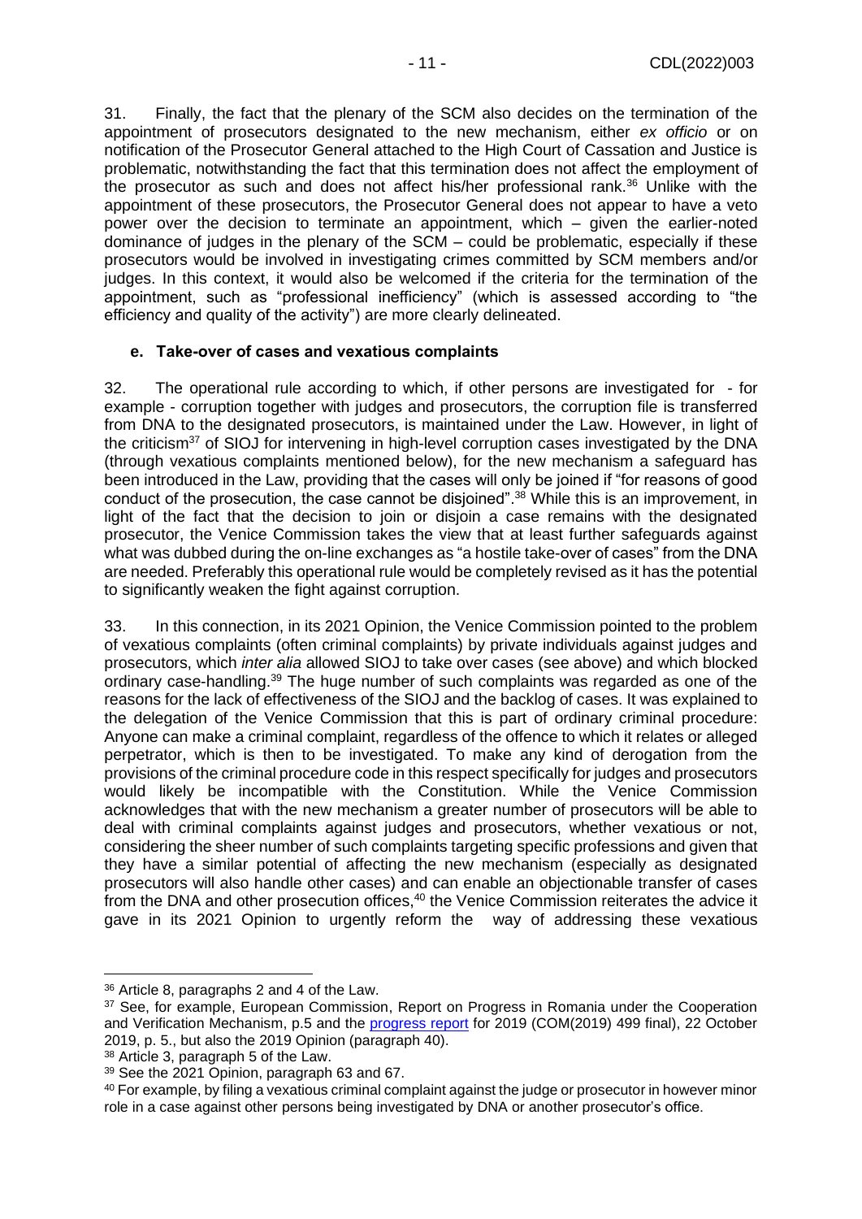31. Finally, the fact that the plenary of the SCM also decides on the termination of the appointment of prosecutors designated to the new mechanism, either *ex officio* or on notification of the Prosecutor General attached to the High Court of Cassation and Justice is problematic, notwithstanding the fact that this termination does not affect the employment of the prosecutor as such and does not affect his/her professional rank.[36] Unlike with the appointment of these prosecutors, the Prosecutor General does not appear to have a veto power over the decision to terminate an appointment, which – given the earlier-noted dominance of judges in the plenary of the SCM – could be problematic, especially if these prosecutors would be involved in investigating crimes committed by SCM members and/or judges. In this context, it would also be welcomed if the criteria for the termination of the appointment, such as "professional inefficiency" (which is assessed according to "the efficiency and quality of the activity") are more clearly delineated.

### e. Take-over of cases and vexatious complaints

32. The operational rule according to which, if other persons are investigated for - for example - corruption together with judges and prosecutors, the corruption file is transferred from DNA to the designated prosecutors, is maintained under the Law. However, in light of the criticism[37] of SIOJ for intervening in high-level corruption cases investigated by the DNA (through vexatious complaints mentioned below), for the new mechanism a safeguard has been introduced in the Law, providing that the cases will only be joined if "for reasons of good conduct of the prosecution, the case cannot be disjoined".[38] While this is an improvement, in light of the fact that the decision to join or disjoin a case remains with the designated prosecutor, the Venice Commission takes the view that at least further safeguards against what was dubbed during the on-line exchanges as "a hostile take-over of cases" from the DNA are needed. Preferably this operational rule would be completely revised as it has the potential to significantly weaken the fight against corruption.

33. In this connection, in its 2021 Opinion, the Venice Commission pointed to the problem of vexatious complaints (often criminal complaints) by private individuals against judges and prosecutors, which *inter alia* allowed SIOJ to take over cases (see above) and which blocked ordinary case-handling.[39] The huge number of such complaints was regarded as one of the reasons for the lack of effectiveness of the SIOJ and the backlog of cases. It was explained to the delegation of the Venice Commission that this is part of ordinary criminal procedure: Anyone can make a criminal complaint, regardless of the offence to which it relates or alleged perpetrator, which is then to be investigated. To make any kind of derogation from the provisions of the criminal procedure code in this respect specifically for judges and prosecutors would likely be incompatible with the Constitution. While the Venice Commission acknowledges that with the new mechanism a greater number of prosecutors will be able to deal with criminal complaints against judges and prosecutors, whether vexatious or not, considering the sheer number of such complaints targeting specific professions and given that they have a similar potential of affecting the new mechanism (especially as designated prosecutors will also handle other cases) and can enable an objectionable transfer of cases from the DNA and other prosecution offices,[40] the Venice Commission reiterates the advice it gave in its 2021 Opinion to urgently reform the way of addressing these vexatious

---

[36] Article 8, paragraphs 2 and 4 of the Law.

[37] See, for example, European Commission, Report on Progress in Romania under the Cooperation and Verification Mechanism, p.5 and the progress report for 2019 (COM(2019) 499 final), 22 October 2019, p. 5., but also the 2019 Opinion (paragraph 40).

[38] Article 3, paragraph 5 of the Law.

[39] See the 2021 Opinion, paragraph 63 and 67.

[40] For example, by filing a vexatious criminal complaint against the judge or prosecutor in however minor role in a case against other persons being investigated by DNA or another prosecutor's office.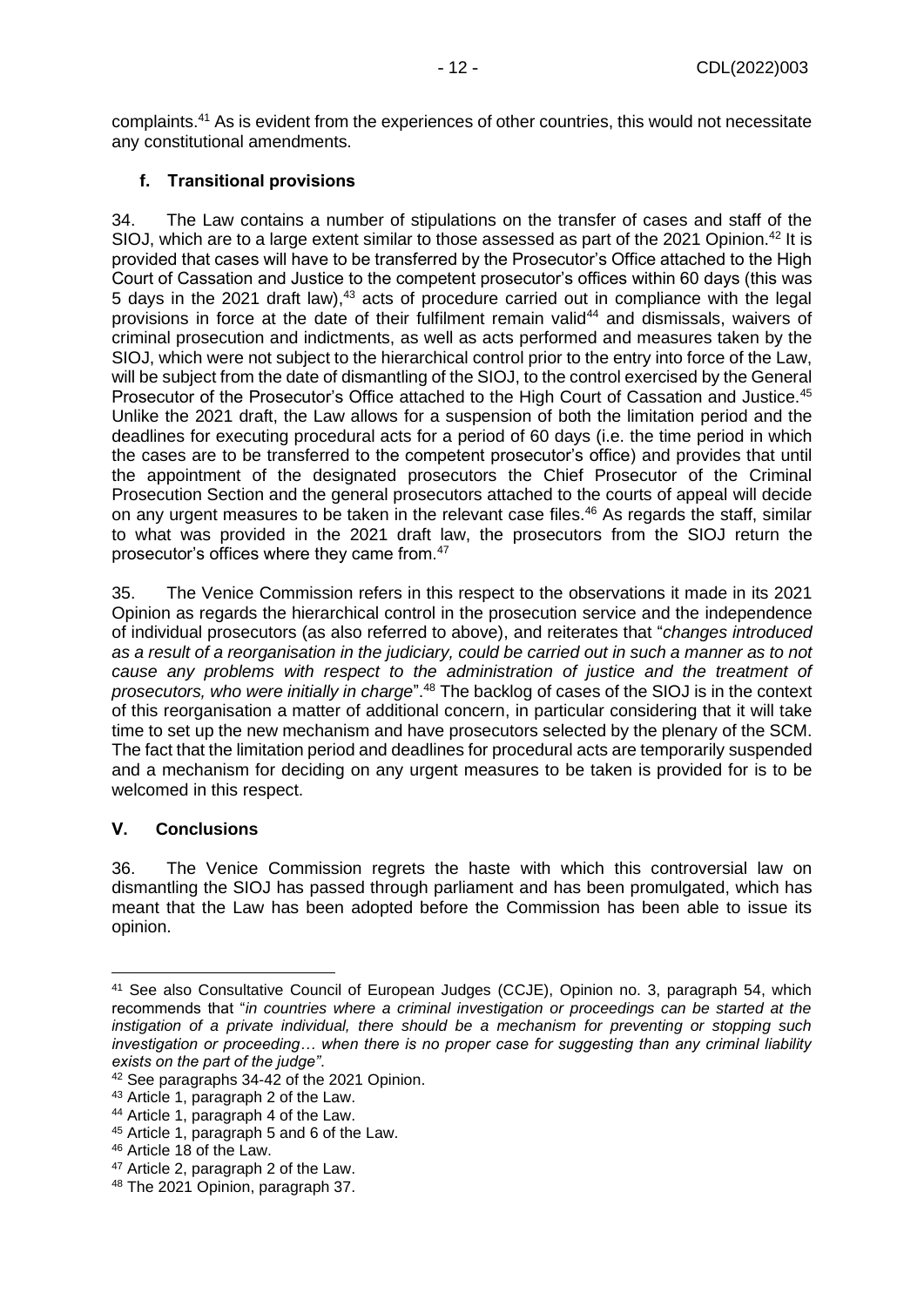complaints.[41] As is evident from the experiences of other countries, this would not necessitate any constitutional amendments.

### f. Transitional provisions

34. The Law contains a number of stipulations on the transfer of cases and staff of the SIOJ, which are to a large extent similar to those assessed as part of the 2021 Opinion.[42] It is provided that cases will have to be transferred by the Prosecutor's Office attached to the High Court of Cassation and Justice to the competent prosecutor's offices within 60 days (this was 5 days in the 2021 draft law),[43] acts of procedure carried out in compliance with the legal provisions in force at the date of their fulfilment remain valid[44] and dismissals, waivers of criminal prosecution and indictments, as well as acts performed and measures taken by the SIOJ, which were not subject to the hierarchical control prior to the entry into force of the Law, will be subject from the date of dismantling of the SIOJ, to the control exercised by the General Prosecutor of the Prosecutor's Office attached to the High Court of Cassation and Justice.[45] Unlike the 2021 draft, the Law allows for a suspension of both the limitation period and the deadlines for executing procedural acts for a period of 60 days (i.e. the time period in which the cases are to be transferred to the competent prosecutor's office) and provides that until the appointment of the designated prosecutors the Chief Prosecutor of the Criminal Prosecution Section and the general prosecutors attached to the courts of appeal will decide on any urgent measures to be taken in the relevant case files.[46] As regards the staff, similar to what was provided in the 2021 draft law, the prosecutors from the SIOJ return the prosecutor's offices where they came from.[47]

35. The Venice Commission refers in this respect to the observations it made in its 2021 Opinion as regards the hierarchical control in the prosecution service and the independence of individual prosecutors (as also referred to above), and reiterates that "*changes introduced as a result of a reorganisation in the judiciary, could be carried out in such a manner as to not cause any problems with respect to the administration of justice and the treatment of prosecutors, who were initially in charge*".[48] The backlog of cases of the SIOJ is in the context of this reorganisation a matter of additional concern, in particular considering that it will take time to set up the new mechanism and have prosecutors selected by the plenary of the SCM. The fact that the limitation period and deadlines for procedural acts are temporarily suspended and a mechanism for deciding on any urgent measures to be taken is provided for is to be welcomed in this respect.

## V. Conclusions

36. The Venice Commission regrets the haste with which this controversial law on dismantling the SIOJ has passed through parliament and has been promulgated, which has meant that the Law has been adopted before the Commission has been able to issue its opinion.

---

[41] See also Consultative Council of European Judges (CCJE), Opinion no. 3, paragraph 54, which recommends that "*in countries where a criminal investigation or proceedings can be started at the instigation of a private individual, there should be a mechanism for preventing or stopping such investigation or proceeding… when there is no proper case for suggesting than any criminal liability exists on the part of the judge"*.

[42] See paragraphs 34-42 of the 2021 Opinion.

[43] Article 1, paragraph 2 of the Law.

[44] Article 1, paragraph 4 of the Law.

[45] Article 1, paragraph 5 and 6 of the Law.

[46] Article 18 of the Law.

[47] Article 2, paragraph 2 of the Law.

[48] The 2021 Opinion, paragraph 37.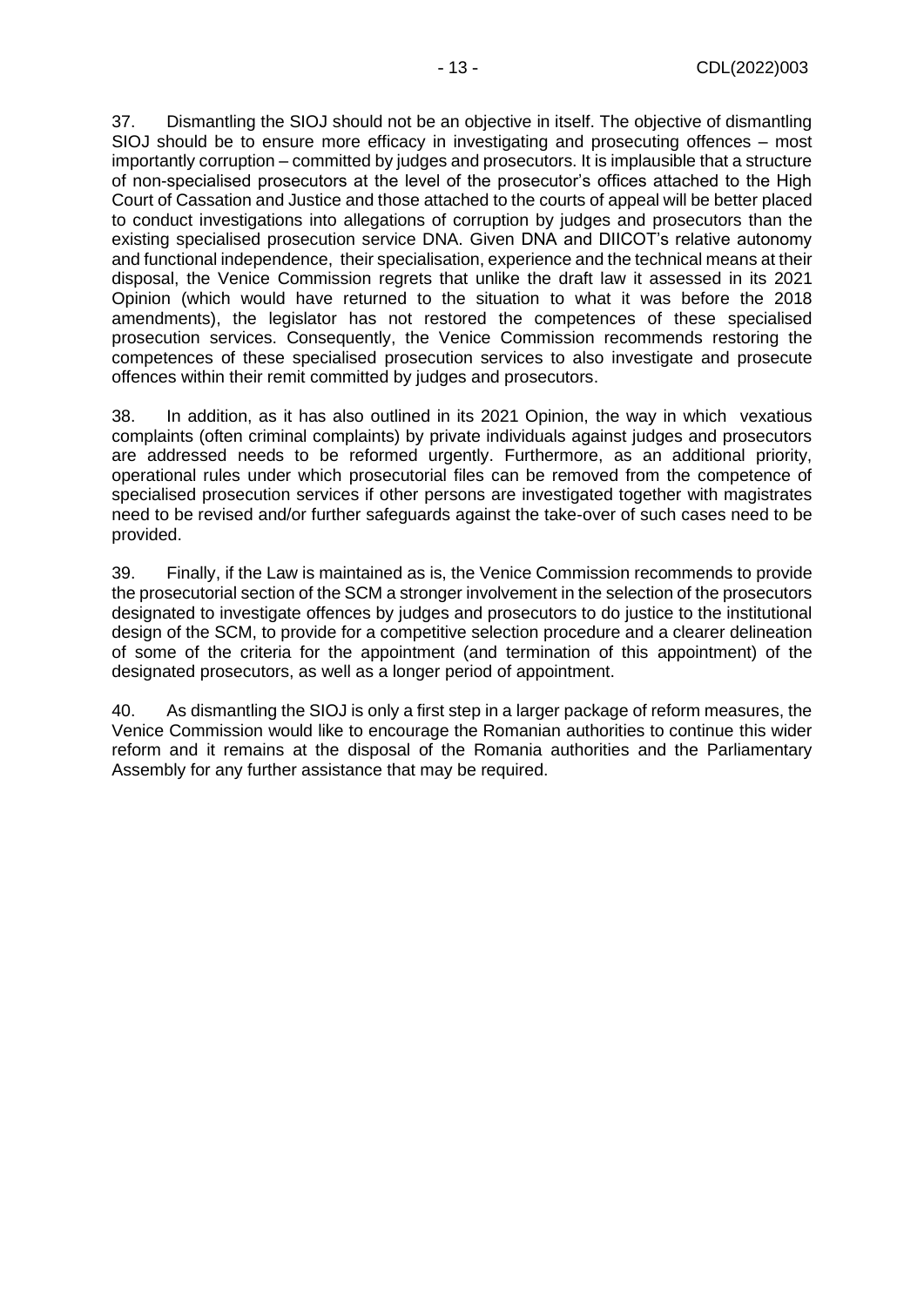37. Dismantling the SIOJ should not be an objective in itself. The objective of dismantling SIOJ should be to ensure more efficacy in investigating and prosecuting offences – most importantly corruption – committed by judges and prosecutors. It is implausible that a structure of non-specialised prosecutors at the level of the prosecutor's offices attached to the High Court of Cassation and Justice and those attached to the courts of appeal will be better placed to conduct investigations into allegations of corruption by judges and prosecutors than the existing specialised prosecution service DNA. Given DNA and DIICOT's relative autonomy and functional independence, their specialisation, experience and the technical means at their disposal, the Venice Commission regrets that unlike the draft law it assessed in its 2021 Opinion (which would have returned to the situation to what it was before the 2018 amendments), the legislator has not restored the competences of these specialised prosecution services. Consequently, the Venice Commission recommends restoring the competences of these specialised prosecution services to also investigate and prosecute offences within their remit committed by judges and prosecutors.

38. In addition, as it has also outlined in its 2021 Opinion, the way in which vexatious complaints (often criminal complaints) by private individuals against judges and prosecutors are addressed needs to be reformed urgently. Furthermore, as an additional priority, operational rules under which prosecutorial files can be removed from the competence of specialised prosecution services if other persons are investigated together with magistrates need to be revised and/or further safeguards against the take-over of such cases need to be provided.

39. Finally, if the Law is maintained as is, the Venice Commission recommends to provide the prosecutorial section of the SCM a stronger involvement in the selection of the prosecutors designated to investigate offences by judges and prosecutors to do justice to the institutional design of the SCM, to provide for a competitive selection procedure and a clearer delineation of some of the criteria for the appointment (and termination of this appointment) of the designated prosecutors, as well as a longer period of appointment.

40. As dismantling the SIOJ is only a first step in a larger package of reform measures, the Venice Commission would like to encourage the Romanian authorities to continue this wider reform and it remains at the disposal of the Romania authorities and the Parliamentary Assembly for any further assistance that may be required.